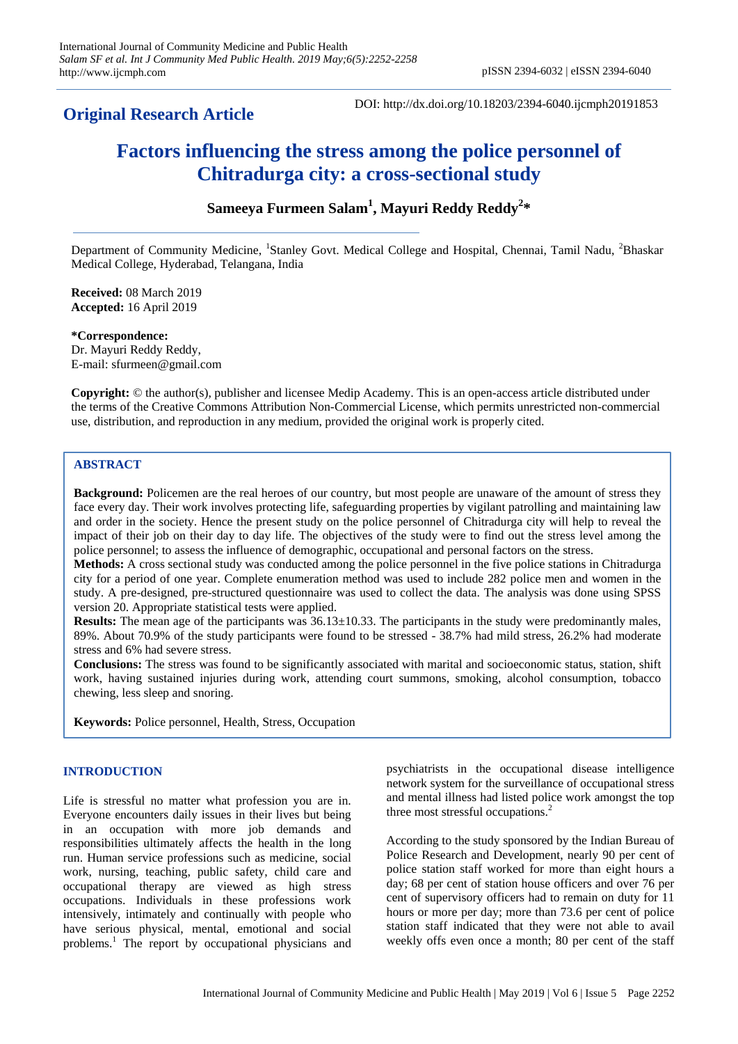**Original Research Article**

DOI: http://dx.doi.org/10.18203/2394-6040.ijcmph20191853

# Factors influencing the stress among the police personnel of Chitradurga city: a cross-sectional study

**Sameeya Furmeen Salam[1], Mayuri Reddy Reddy[2]***

Department of Community Medicine, [1]Stanley Govt. Medical College and Hospital, Chennai, Tamil Nadu, [2]Bhaskar Medical College, Hyderabad, Telangana, India

**Received:** 08 March 2019
**Accepted:** 16 April 2019

***Correspondence:**
Dr. Mayuri Reddy Reddy,
E-mail: sfurmeen@gmail.com

**Copyright:** © the author(s), publisher and licensee Medip Academy. This is an open-access article distributed under the terms of the Creative Commons Attribution Non-Commercial License, which permits unrestricted non-commercial use, distribution, and reproduction in any medium, provided the original work is properly cited.

## ABSTRACT

**Background:** Policemen are the real heroes of our country, but most people are unaware of the amount of stress they face every day. Their work involves protecting life, safeguarding properties by vigilant patrolling and maintaining law and order in the society. Hence the present study on the police personnel of Chitradurga city will help to reveal the impact of their job on their day to day life. The objectives of the study were to find out the stress level among the police personnel; to assess the influence of demographic, occupational and personal factors on the stress.

**Methods:** A cross sectional study was conducted among the police personnel in the five police stations in Chitradurga city for a period of one year. Complete enumeration method was used to include 282 police men and women in the study. A pre-designed, pre-structured questionnaire was used to collect the data. The analysis was done using SPSS version 20. Appropriate statistical tests were applied.

**Results:** The mean age of the participants was 36.13±10.33. The participants in the study were predominantly males, 89%. About 70.9% of the study participants were found to be stressed - 38.7% had mild stress, 26.2% had moderate stress and 6% had severe stress.

**Conclusions:** The stress was found to be significantly associated with marital and socioeconomic status, station, shift work, having sustained injuries during work, attending court summons, smoking, alcohol consumption, tobacco chewing, less sleep and snoring.

**Keywords:** Police personnel, Health, Stress, Occupation

## INTRODUCTION

Life is stressful no matter what profession you are in. Everyone encounters daily issues in their lives but being in an occupation with more job demands and responsibilities ultimately affects the health in the long run. Human service professions such as medicine, social work, nursing, teaching, public safety, child care and occupational therapy are viewed as high stress occupations. Individuals in these professions work intensively, intimately and continually with people who have serious physical, mental, emotional and social problems.[1] The report by occupational physicians and psychiatrists in the occupational disease intelligence network system for the surveillance of occupational stress and mental illness had listed police work amongst the top three most stressful occupations.[2]

According to the study sponsored by the Indian Bureau of Police Research and Development, nearly 90 per cent of police station staff worked for more than eight hours a day; 68 per cent of station house officers and over 76 per cent of supervisory officers had to remain on duty for 11 hours or more per day; more than 73.6 per cent of police station staff indicated that they were not able to avail weekly offs even once a month; 80 per cent of the staff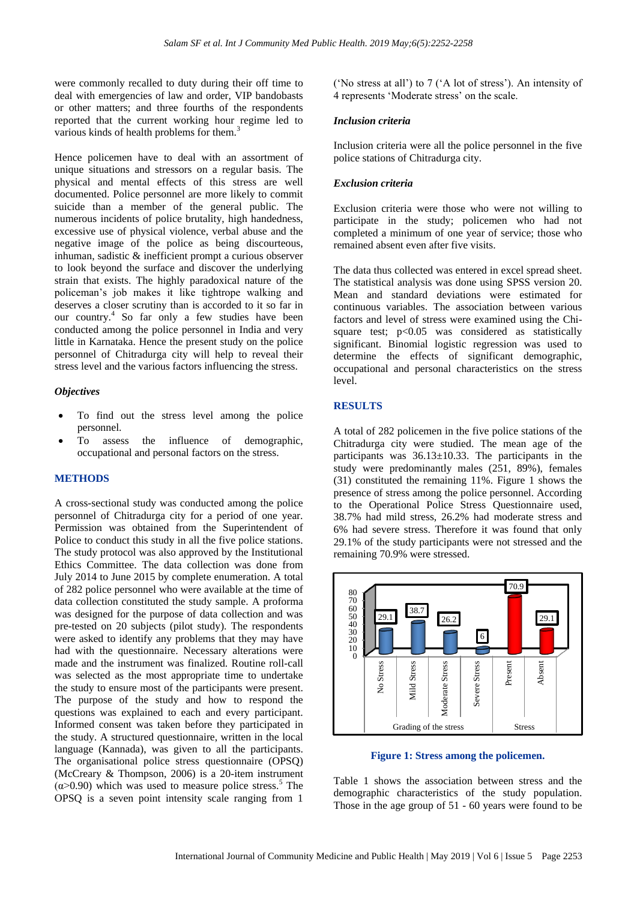were commonly recalled to duty during their off time to deal with emergencies of law and order, VIP bandobasts or other matters; and three fourths of the respondents reported that the current working hour regime led to various kinds of health problems for them.[3]

Hence policemen have to deal with an assortment of unique situations and stressors on a regular basis. The physical and mental effects of this stress are well documented. Police personnel are more likely to commit suicide than a member of the general public. The numerous incidents of police brutality, high handedness, excessive use of physical violence, verbal abuse and the negative image of the police as being discourteous, inhuman, sadistic & inefficient prompt a curious observer to look beyond the surface and discover the underlying strain that exists. The highly paradoxical nature of the policeman's job makes it like tightrope walking and deserves a closer scrutiny than is accorded to it so far in our country.[4] So far only a few studies have been conducted among the police personnel in India and very little in Karnataka. Hence the present study on the police personnel of Chitradurga city will help to reveal their stress level and the various factors influencing the stress.

### *Objectives*

- To find out the stress level among the police personnel.
- To assess the influence of demographic, occupational and personal factors on the stress.

## METHODS

A cross-sectional study was conducted among the police personnel of Chitradurga city for a period of one year. Permission was obtained from the Superintendent of Police to conduct this study in all the five police stations. The study protocol was also approved by the Institutional Ethics Committee. The data collection was done from July 2014 to June 2015 by complete enumeration. A total of 282 police personnel who were available at the time of data collection constituted the study sample. A proforma was designed for the purpose of data collection and was pre-tested on 20 subjects (pilot study). The respondents were asked to identify any problems that they may have had with the questionnaire. Necessary alterations were made and the instrument was finalized. Routine roll-call was selected as the most appropriate time to undertake the study to ensure most of the participants were present. The purpose of the study and how to respond the questions was explained to each and every participant. Informed consent was taken before they participated in the study. A structured questionnaire, written in the local language (Kannada), was given to all the participants. The organisational police stress questionnaire (OPSQ) (McCreary & Thompson, 2006) is a 20-item instrument ($\alpha$>0.90) which was used to measure police stress.[5] The OPSQ is a seven point intensity scale ranging from 1 ('No stress at all') to 7 ('A lot of stress'). An intensity of 4 represents 'Moderate stress' on the scale.

### *Inclusion criteria*

Inclusion criteria were all the police personnel in the five police stations of Chitradurga city.

### *Exclusion criteria*

Exclusion criteria were those who were not willing to participate in the study; policemen who had not completed a minimum of one year of service; those who remained absent even after five visits.

The data thus collected was entered in excel spread sheet. The statistical analysis was done using SPSS version 20. Mean and standard deviations were estimated for continuous variables. The association between various factors and level of stress were examined using the Chi-square test; $p<0.05$ was considered as statistically significant. Binomial logistic regression was used to determine the effects of significant demographic, occupational and personal characteristics on the stress level.

## RESULTS

A total of 282 policemen in the five police stations of the Chitradurga city were studied. The mean age of the participants was 36.13±10.33. The participants in the study were predominantly males (251, 89%), females (31) constituted the remaining 11%. Figure 1 shows the presence of stress among the police personnel. According to the Operational Police Stress Questionnaire used, 38.7% had mild stress, 26.2% had moderate stress and 6% had severe stress. Therefore it was found that only 29.1% of the study participants were not stressed and the remaining 70.9% were stressed.

**Figure 1: Stress among the policemen.**

Table 1 shows the association between stress and the demographic characteristics of the study population. Those in the age group of 51 - 60 years were found to be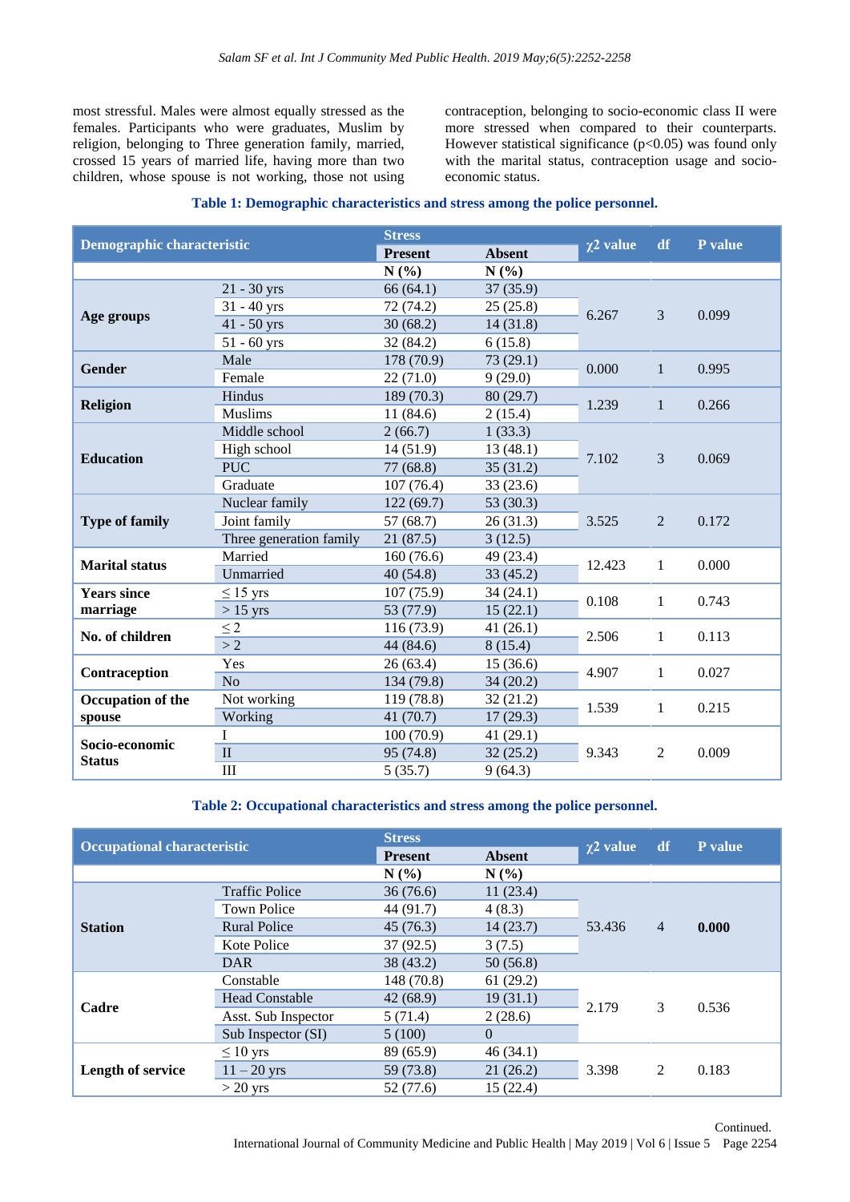most stressful. Males were almost equally stressed as the females. Participants who were graduates, Muslim by religion, belonging to Three generation family, married, crossed 15 years of married life, having more than two children, whose spouse is not working, those not using contraception, belonging to socio-economic class II were more stressed when compared to their counterparts. However statistical significance ($p<0.05$) was found only with the marital status, contraception usage and socio-economic status.

**Table 1: Demographic characteristics and stress among the police personnel.**

| Demographic characteristic | | Stress Present | Stress Absent | $\chi^2$ value | df | P value |
|---|---|---|---|---|---|---|
| | | N (%) | N (%) | | | |
| Age groups | 21 - 30 yrs | 66 (64.1) | 37 (35.9) | 6.267 | 3 | 0.099 |
| | 31 - 40 yrs | 72 (74.2) | 25 (25.8) | | | |
| | 41 - 50 yrs | 30 (68.2) | 14 (31.8) | | | |
| | 51 - 60 yrs | 32 (84.2) | 6 (15.8) | | | |
| Gender | Male | 178 (70.9) | 73 (29.1) | 0.000 | 1 | 0.995 |
| | Female | 22 (71.0) | 9 (29.0) | | | |
| Religion | Hindus | 189 (70.3) | 80 (29.7) | 1.239 | 1 | 0.266 |
| | Muslims | 11 (84.6) | 2 (15.4) | | | |
| Education | Middle school | 2 (66.7) | 1 (33.3) | 7.102 | 3 | 0.069 |
| | High school | 14 (51.9) | 13 (48.1) | | | |
| | PUC | 77 (68.8) | 35 (31.2) | | | |
| | Graduate | 107 (76.4) | 33 (23.6) | | | |
| Type of family | Nuclear family | 122 (69.7) | 53 (30.3) | 3.525 | 2 | 0.172 |
| | Joint family | 57 (68.7) | 26 (31.3) | | | |
| | Three generation family | 21 (87.5) | 3 (12.5) | | | |
| Marital status | Married | 160 (76.6) | 49 (23.4) | 12.423 | 1 | 0.000 |
| | Unmarried | 40 (54.8) | 33 (45.2) | | | |
| Years since marriage | ≤ 15 yrs | 107 (75.9) | 34 (24.1) | 0.108 | 1 | 0.743 |
| | > 15 yrs | 53 (77.9) | 15 (22.1) | | | |
| No. of children | ≤ 2 | 116 (73.9) | 41 (26.1) | 2.506 | 1 | 0.113 |
| | > 2 | 44 (84.6) | 8 (15.4) | | | |
| Contraception | Yes | 26 (63.4) | 15 (36.6) | 4.907 | 1 | 0.027 |
| | No | 134 (79.8) | 34 (20.2) | | | |
| Occupation of the spouse | Not working | 119 (78.8) | 32 (21.2) | 1.539 | 1 | 0.215 |
| | Working | 41 (70.7) | 17 (29.3) | | | |
| Socio-economic Status | I | 100 (70.9) | 41 (29.1) | 9.343 | 2 | 0.009 |
| | II | 95 (74.8) | 32 (25.2) | | | |
| | III | 5 (35.7) | 9 (64.3) | | | |

**Table 2: Occupational characteristics and stress among the police personnel.**

| Occupational characteristic | | Stress Present | Stress Absent | $\chi^2$ value | df | P value |
|---|---|---|---|---|---|---|
| | | N (%) | N (%) | | | |
| Station | Traffic Police | 36 (76.6) | 11 (23.4) | 53.436 | 4 | **0.000** |
| | Town Police | 44 (91.7) | 4 (8.3) | | | |
| | Rural Police | 45 (76.3) | 14 (23.7) | | | |
| | Kote Police | 37 (92.5) | 3 (7.5) | | | |
| | DAR | 38 (43.2) | 50 (56.8) | | | |
| Cadre | Constable | 148 (70.8) | 61 (29.2) | 2.179 | 3 | 0.536 |
| | Head Constable | 42 (68.9) | 19 (31.1) | | | |
| | Asst. Sub Inspector | 5 (71.4) | 2 (28.6) | | | |
| | Sub Inspector (SI) | 5 (100) | 0 | | | |
| Length of service | ≤ 10 yrs | 89 (65.9) | 46 (34.1) | 3.398 | 2 | 0.183 |
| | 11 – 20 yrs | 59 (73.8) | 21 (26.2) | | | |
| | > 20 yrs | 52 (77.6) | 15 (22.4) | | | |

Continued.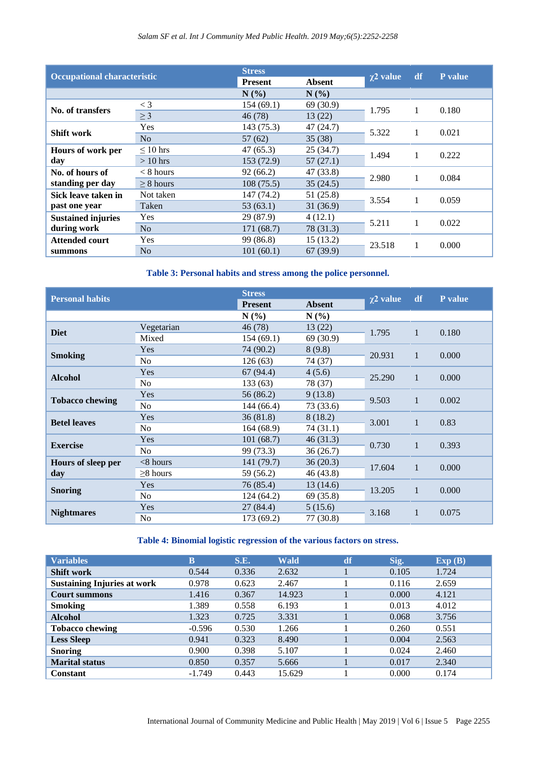| Occupational characteristic | | Stress | | χ2 value | df | P value |
|---|---|---|---|---|---|---|
| | | Present | Absent | | | |
| | | N (%) | N (%) | | | |
| No. of transfers | < 3 | 154 (69.1) | 69 (30.9) | 1.795 | 1 | 0.180 |
| | ≥ 3 | 46 (78) | 13 (22) | | | |
| Shift work | Yes | 143 (75.3) | 47 (24.7) | 5.322 | 1 | 0.021 |
| | No | 57 (62) | 35 (38) | | | |
| Hours of work per day | ≤ 10 hrs | 47 (65.3) | 25 (34.7) | 1.494 | 1 | 0.222 |
| | > 10 hrs | 153 (72.9) | 57 (27.1) | | | |
| No. of hours of standing per day | < 8 hours | 92 (66.2) | 47 (33.8) | 2.980 | 1 | 0.084 |
| | ≥ 8 hours | 108 (75.5) | 35 (24.5) | | | |
| Sick leave taken in past one year | Not taken | 147 (74.2) | 51 (25.8) | 3.554 | 1 | 0.059 |
| | Taken | 53 (63.1) | 31 (36.9) | | | |
| Sustained injuries during work | Yes | 29 (87.9) | 4 (12.1) | 5.211 | 1 | 0.022 |
| | No | 171 (68.7) | 78 (31.3) | | | |
| Attended court summons | Yes | 99 (86.8) | 15 (13.2) | 23.518 | 1 | 0.000 |
| | No | 101 (60.1) | 67 (39.9) | | | |

**Table 3: Personal habits and stress among the police personnel.**

| Personal habits | | Stress | | χ2 value | df | P value |
|---|---|---|---|---|---|---|
| | | Present | Absent | | | |
| | | N (%) | N (%) | | | |
| Diet | Vegetarian | 46 (78) | 13 (22) | 1.795 | 1 | 0.180 |
| | Mixed | 154 (69.1) | 69 (30.9) | | | |
| Smoking | Yes | 74 (90.2) | 8 (9.8) | 20.931 | 1 | 0.000 |
| | No | 126 (63) | 74 (37) | | | |
| Alcohol | Yes | 67 (94.4) | 4 (5.6) | 25.290 | 1 | 0.000 |
| | No | 133 (63) | 78 (37) | | | |
| Tobacco chewing | Yes | 56 (86.2) | 9 (13.8) | 9.503 | 1 | 0.002 |
| | No | 144 (66.4) | 73 (33.6) | | | |
| Betel leaves | Yes | 36 (81.8) | 8 (18.2) | 3.001 | 1 | 0.83 |
| | No | 164 (68.9) | 74 (31.1) | | | |
| Exercise | Yes | 101 (68.7) | 46 (31.3) | 0.730 | 1 | 0.393 |
| | No | 99 (73.3) | 36 (26.7) | | | |
| Hours of sleep per day | <8 hours | 141 (79.7) | 36 (20.3) | 17.604 | 1 | 0.000 |
| | ≥8 hours | 59 (56.2) | 46 (43.8) | | | |
| Snoring | Yes | 76 (85.4) | 13 (14.6) | 13.205 | 1 | 0.000 |
| | No | 124 (64.2) | 69 (35.8) | | | |
| Nightmares | Yes | 27 (84.4) | 5 (15.6) | 3.168 | 1 | 0.075 |
| | No | 173 (69.2) | 77 (30.8) | | | |

**Table 4: Binomial logistic regression of the various factors on stress.**

| Variables | B | S.E. | Wald | df | Sig. | Exp (B) |
|---|---|---|---|---|---|---|
| Shift work | 0.544 | 0.336 | 2.632 | 1 | 0.105 | 1.724 |
| Sustaining Injuries at work | 0.978 | 0.623 | 2.467 | 1 | 0.116 | 2.659 |
| Court summons | 1.416 | 0.367 | 14.923 | 1 | 0.000 | 4.121 |
| Smoking | 1.389 | 0.558 | 6.193 | 1 | 0.013 | 4.012 |
| Alcohol | 1.323 | 0.725 | 3.331 | 1 | 0.068 | 3.756 |
| Tobacco chewing | -0.596 | 0.530 | 1.266 | 1 | 0.260 | 0.551 |
| Less Sleep | 0.941 | 0.323 | 8.490 | 1 | 0.004 | 2.563 |
| Snoring | 0.900 | 0.398 | 5.107 | 1 | 0.024 | 2.460 |
| Marital status | 0.850 | 0.357 | 5.666 | 1 | 0.017 | 2.340 |
| Constant | -1.749 | 0.443 | 15.629 | 1 | 0.000 | 0.174 |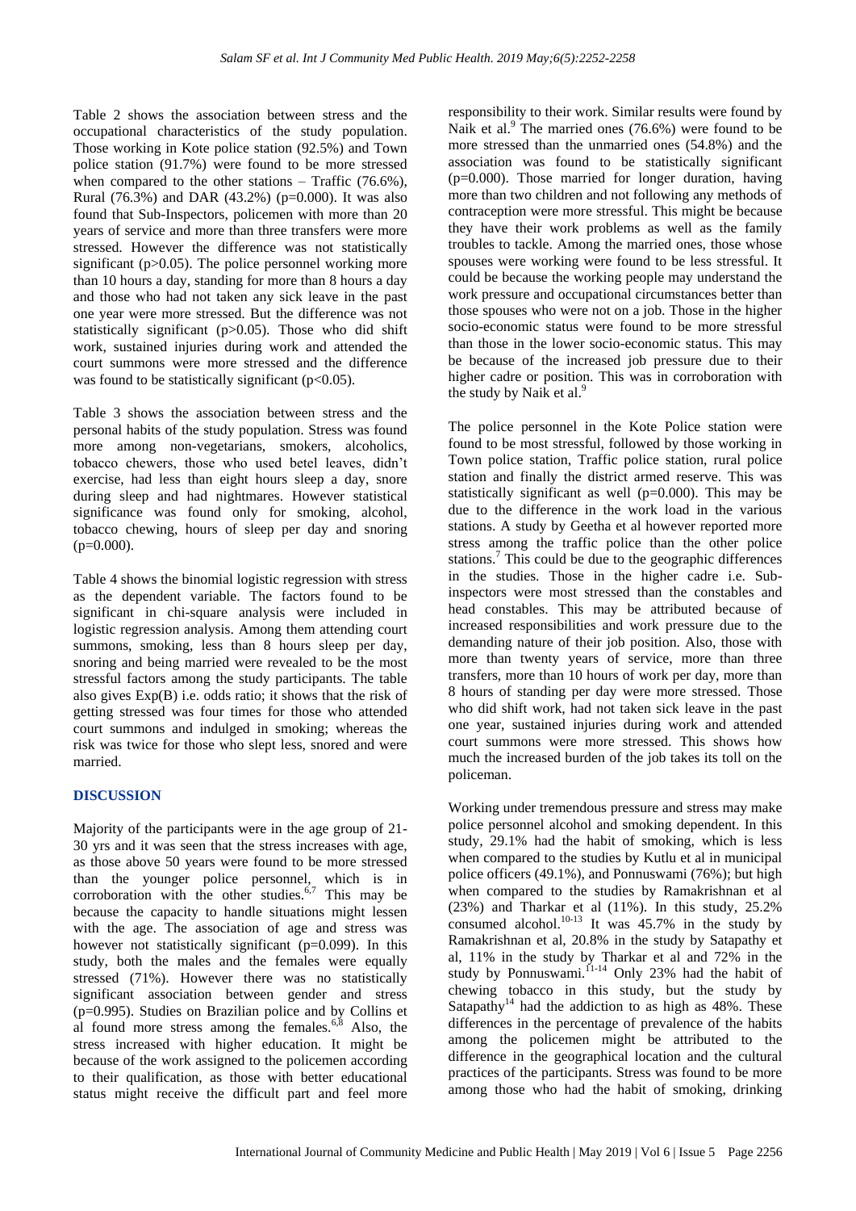Table 2 shows the association between stress and the occupational characteristics of the study population. Those working in Kote police station (92.5%) and Town police station (91.7%) were found to be more stressed when compared to the other stations – Traffic (76.6%), Rural (76.3%) and DAR (43.2%) (p=0.000). It was also found that Sub-Inspectors, policemen with more than 20 years of service and more than three transfers were more stressed. However the difference was not statistically significant (p>0.05). The police personnel working more than 10 hours a day, standing for more than 8 hours a day and those who had not taken any sick leave in the past one year were more stressed. But the difference was not statistically significant (p>0.05). Those who did shift work, sustained injuries during work and attended the court summons were more stressed and the difference was found to be statistically significant (p<0.05).

Table 3 shows the association between stress and the personal habits of the study population. Stress was found more among non-vegetarians, smokers, alcoholics, tobacco chewers, those who used betel leaves, didn't exercise, had less than eight hours sleep a day, snore during sleep and had nightmares. However statistical significance was found only for smoking, alcohol, tobacco chewing, hours of sleep per day and snoring (p=0.000).

Table 4 shows the binomial logistic regression with stress as the dependent variable. The factors found to be significant in chi-square analysis were included in logistic regression analysis. Among them attending court summons, smoking, less than 8 hours sleep per day, snoring and being married were revealed to be the most stressful factors among the study participants. The table also gives Exp(B) i.e. odds ratio; it shows that the risk of getting stressed was four times for those who attended court summons and indulged in smoking; whereas the risk was twice for those who slept less, snored and were married.

## DISCUSSION

Majority of the participants were in the age group of 21-30 yrs and it was seen that the stress increases with age, as those above 50 years were found to be more stressed than the younger police personnel, which is in corroboration with the other studies.[6,7] This may be because the capacity to handle situations might lessen with the age. The association of age and stress was however not statistically significant (p=0.099). In this study, both the males and the females were equally stressed (71%). However there was no statistically significant association between gender and stress (p=0.995). Studies on Brazilian police and by Collins et al found more stress among the females.[6,8] Also, the stress increased with higher education. It might be because of the work assigned to the policemen according to their qualification, as those with better educational status might receive the difficult part and feel more responsibility to their work. Similar results were found by Naik et al.[9] The married ones (76.6%) were found to be more stressed than the unmarried ones (54.8%) and the association was found to be statistically significant (p=0.000). Those married for longer duration, having more than two children and not following any methods of contraception were more stressful. This might be because they have their work problems as well as the family troubles to tackle. Among the married ones, those whose spouses were working were found to be less stressful. It could be because the working people may understand the work pressure and occupational circumstances better than those spouses who were not on a job. Those in the higher socio-economic status were found to be more stressful than those in the lower socio-economic status. This may be because of the increased job pressure due to their higher cadre or position. This was in corroboration with the study by Naik et al.[9]

The police personnel in the Kote Police station were found to be most stressful, followed by those working in Town police station, Traffic police station, rural police station and finally the district armed reserve. This was statistically significant as well (p=0.000). This may be due to the difference in the work load in the various stations. A study by Geetha et al however reported more stress among the traffic police than the other police stations.[7] This could be due to the geographic differences in the studies. Those in the higher cadre i.e. Sub-inspectors were most stressed than the constables and head constables. This may be attributed because of increased responsibilities and work pressure due to the demanding nature of their job position. Also, those with more than twenty years of service, more than three transfers, more than 10 hours of work per day, more than 8 hours of standing per day were more stressed. Those who did shift work, had not taken sick leave in the past one year, sustained injuries during work and attended court summons were more stressed. This shows how much the increased burden of the job takes its toll on the policeman.

Working under tremendous pressure and stress may make police personnel alcohol and smoking dependent. In this study, 29.1% had the habit of smoking, which is less when compared to the studies by Kutlu et al in municipal police officers (49.1%), and Ponnuswami (76%); but high when compared to the studies by Ramakrishnan et al (23%) and Tharkar et al (11%). In this study, 25.2% consumed alcohol.[10-13] It was 45.7% in the study by Ramakrishnan et al, 20.8% in the study by Satapathy et al, 11% in the study by Tharkar et al and 72% in the study by Ponnuswami.[11-14] Only 23% had the habit of chewing tobacco in this study, but the study by Satapathy[14] had the addiction to as high as 48%. These differences in the percentage of prevalence of the habits among the policemen might be attributed to the difference in the geographical location and the cultural practices of the participants. Stress was found to be more among those who had the habit of smoking, drinking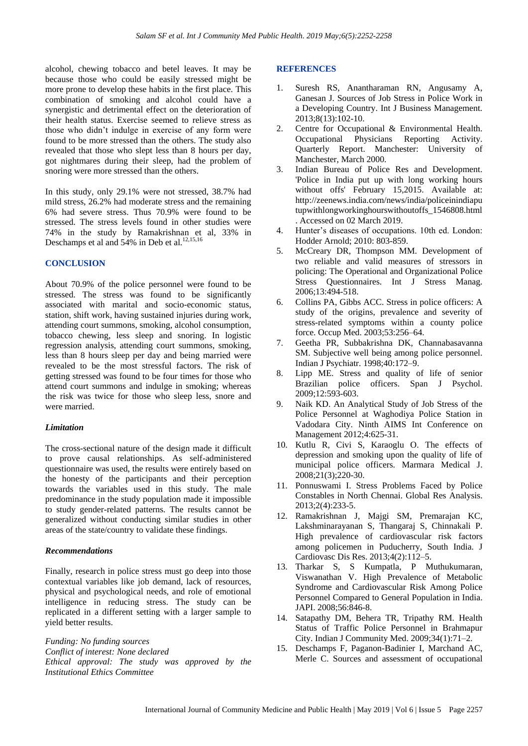alcohol, chewing tobacco and betel leaves. It may be because those who could be easily stressed might be more prone to develop these habits in the first place. This combination of smoking and alcohol could have a synergistic and detrimental effect on the deterioration of their health status. Exercise seemed to relieve stress as those who didn't indulge in exercise of any form were found to be more stressed than the others. The study also revealed that those who slept less than 8 hours per day, got nightmares during their sleep, had the problem of snoring were more stressed than the others.

In this study, only 29.1% were not stressed, 38.7% had mild stress, 26.2% had moderate stress and the remaining 6% had severe stress. Thus 70.9% were found to be stressed. The stress levels found in other studies were 74% in the study by Ramakrishnan et al, 33% in Deschamps et al and 54% in Deb et al.[12,15,16]

## CONCLUSION

About 70.9% of the police personnel were found to be stressed. The stress was found to be significantly associated with marital and socio-economic status, station, shift work, having sustained injuries during work, attending court summons, smoking, alcohol consumption, tobacco chewing, less sleep and snoring. In logistic regression analysis, attending court summons, smoking, less than 8 hours sleep per day and being married were revealed to be the most stressful factors. The risk of getting stressed was found to be four times for those who attend court summons and indulge in smoking; whereas the risk was twice for those who sleep less, snore and were married.

### *Limitation*

The cross-sectional nature of the design made it difficult to prove causal relationships. As self-administered questionnaire was used, the results were entirely based on the honesty of the participants and their perception towards the variables used in this study. The male predominance in the study population made it impossible to study gender-related patterns. The results cannot be generalized without conducting similar studies in other areas of the state/country to validate these findings.

### *Recommendations*

Finally, research in police stress must go deep into those contextual variables like job demand, lack of resources, physical and psychological needs, and role of emotional intelligence in reducing stress. The study can be replicated in a different setting with a larger sample to yield better results.

*Funding: No funding sources*
*Conflict of interest: None declared*
*Ethical approval: The study was approved by the Institutional Ethics Committee*

## REFERENCES

1. Suresh RS, Anantharaman RN, Angusamy A, Ganesan J. Sources of Job Stress in Police Work in a Developing Country. Int J Business Management. 2013;8(13):102-10.
2. Centre for Occupational & Environmental Health. Occupational Physicians Reporting Activity. Quarterly Report. Manchester: University of Manchester, March 2000.
3. Indian Bureau of Police Res and Development. 'Police in India put up with long working hours without offs' February 15,2015. Available at: http://zeenews.india.com/news/india/policeinindiaputupwithlongworkinghourswithoutoffs_1546808.html . Accessed on 02 March 2019.
4. Hunter's diseases of occupations. 10th ed. London: Hodder Arnold; 2010: 803-859.
5. McCreary DR, Thompson MM. Development of two reliable and valid measures of stressors in policing: The Operational and Organizational Police Stress Questionnaires. Int J Stress Manag. 2006;13:494-518.
6. Collins PA, Gibbs ACC. Stress in police officers: A study of the origins, prevalence and severity of stress-related symptoms within a county police force. Occup Med. 2003;53:256–64.
7. Geetha PR, Subbakrishna DK, Channabasavanna SM. Subjective well being among police personnel. Indian J Psychiatr. 1998;40:172–9.
8. Lipp ME. Stress and quality of life of senior Brazilian police officers. Span J Psychol. 2009;12:593-603.
9. Naik KD. An Analytical Study of Job Stress of the Police Personnel at Waghodiya Police Station in Vadodara City. Ninth AIMS Int Conference on Management 2012;4:625-31.
10. Kutlu R, Civi S, Karaoglu O. The effects of depression and smoking upon the quality of life of municipal police officers. Marmara Medical J. 2008;21(3);220-30.
11. Ponnuswami I. Stress Problems Faced by Police Constables in North Chennai. Global Res Analysis. 2013;2(4):233-5.
12. Ramakrishnan J, Majgi SM, Premarajan KC, Lakshminarayanan S, Thangaraj S, Chinnakali P. High prevalence of cardiovascular risk factors among policemen in Puducherry, South India. J Cardiovasc Dis Res. 2013;4(2):112–5.
13. Tharkar S, S Kumpatla, P Muthukumaran, Viswanathan V. High Prevalence of Metabolic Syndrome and Cardiovascular Risk Among Police Personnel Compared to General Population in India. JAPI. 2008;56:846-8.
14. Satapathy DM, Behera TR, Tripathy RM. Health Status of Traffic Police Personnel in Brahmapur City. Indian J Community Med. 2009;34(1):71–2.
15. Deschamps F, Paganon-Badinier I, Marchand AC, Merle C. Sources and assessment of occupational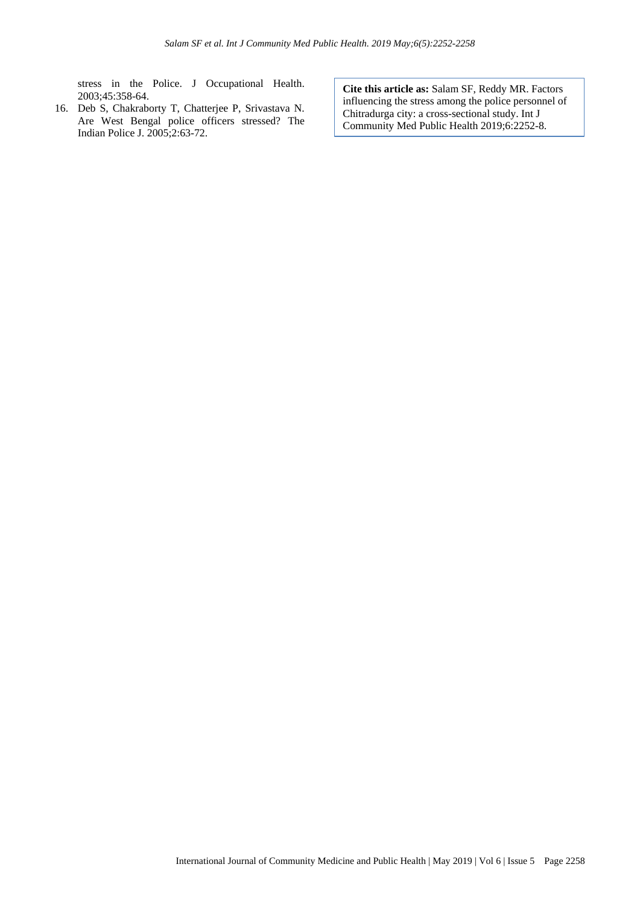stress in the Police. J Occupational Health. 2003;45:358-64.

16. Deb S, Chakraborty T, Chatterjee P, Srivastava N. Are West Bengal police officers stressed? The Indian Police J. 2005;2:63-72.

**Cite this article as:** Salam SF, Reddy MR. Factors influencing the stress among the police personnel of Chitradurga city: a cross-sectional study. Int J Community Med Public Health 2019;6:2252-8.